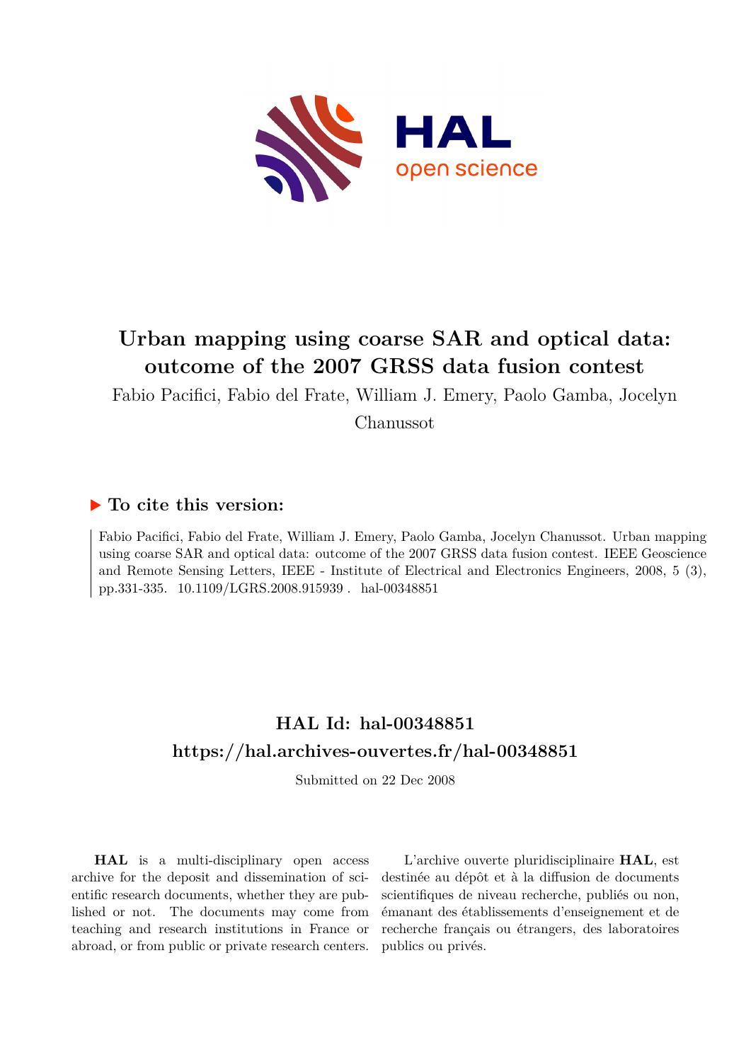# Urban mapping using coarse SAR and optical data: outcome of the 2007 GRSS data fusion contest

Fabio Pacifici, Fabio del Frate, William J. Emery, Paolo Gamba, Jocelyn Chanussot

## ▶ To cite this version:

Fabio Pacifici, Fabio del Frate, William J. Emery, Paolo Gamba, Jocelyn Chanussot. Urban mapping using coarse SAR and optical data: outcome of the 2007 GRSS data fusion contest. IEEE Geoscience and Remote Sensing Letters, IEEE - Institute of Electrical and Electronics Engineers, 2008, 5 (3), pp.331-335. 10.1109/LGRS.2008.915939 . hal-00348851

## HAL Id: hal-00348851
## https://hal.archives-ouvertes.fr/hal-00348851

Submitted on 22 Dec 2008

**HAL** is a multi-disciplinary open access archive for the deposit and dissemination of scientific research documents, whether they are published or not. The documents may come from teaching and research institutions in France or abroad, or from public or private research centers.

L'archive ouverte pluridisciplinaire **HAL**, est destinée au dépôt et à la diffusion de documents scientifiques de niveau recherche, publiés ou non, émanant des établissements d'enseignement et de recherche français ou étrangers, des laboratoires publics ou privés.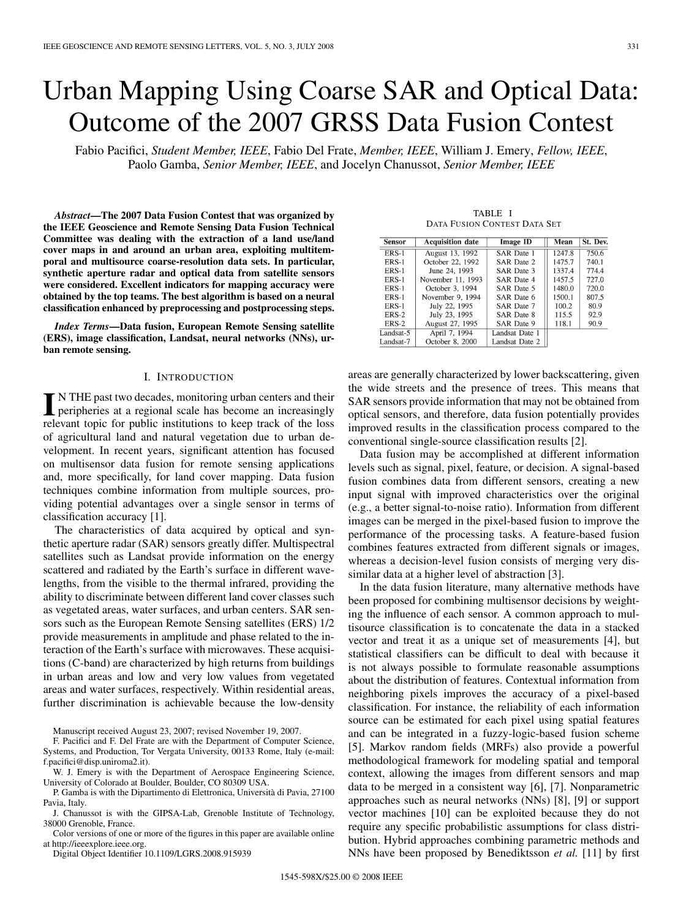# Urban Mapping Using Coarse SAR and Optical Data: Outcome of the 2007 GRSS Data Fusion Contest

Fabio Pacifici, *Student Member, IEEE*, Fabio Del Frate, *Member, IEEE*, William J. Emery, *Fellow, IEEE*, Paolo Gamba, *Senior Member, IEEE*, and Jocelyn Chanussot, *Senior Member, IEEE*

***Abstract*—The 2007 Data Fusion Contest that was organized by the IEEE Geoscience and Remote Sensing Data Fusion Technical Committee was dealing with the extraction of a land use/land cover maps in and around an urban area, exploiting multitemporal and multisource coarse-resolution data sets. In particular, synthetic aperture radar and optical data from satellite sensors were considered. Excellent indicators for mapping accuracy were obtained by the top teams. The best algorithm is based on a neural classification enhanced by preprocessing and postprocessing steps.**

***Index Terms*—Data fusion, European Remote Sensing satellite (ERS), image classification, Landsat, neural networks (NNs), urban remote sensing.**

## I. Introduction

In the past two decades, monitoring urban centers and their peripheries at a regional scale has become an increasingly relevant topic for public institutions to keep track of the loss of agricultural land and natural vegetation due to urban development. In recent years, significant attention has focused on multisensor data fusion for remote sensing applications and, more specifically, for land cover mapping. Data fusion techniques combine information from multiple sources, providing potential advantages over a single sensor in terms of classification accuracy [1].

The characteristics of data acquired by optical and synthetic aperture radar (SAR) sensors greatly differ. Multispectral satellites such as Landsat provide information on the energy scattered and radiated by the Earth's surface in different wavelengths, from the visible to the thermal infrared, providing the ability to discriminate between different land cover classes such as vegetated areas, water surfaces, and urban centers. SAR sensors such as the European Remote Sensing satellites (ERS) 1/2 provide measurements in amplitude and phase related to the interaction of the Earth's surface with microwaves. These acquisitions (C-band) are characterized by high returns from buildings in urban areas and low and very low values from vegetated areas and water surfaces, respectively. Within residential areas, further discrimination is achievable because the low-density areas are generally characterized by lower backscattering, given the wide streets and the presence of trees. This means that SAR sensors provide information that may not be obtained from optical sensors, and therefore, data fusion potentially provides improved results in the classification process compared to the conventional single-source classification results [2].

Data fusion may be accomplished at different information levels such as signal, pixel, feature, or decision. A signal-based fusion combines data from different sensors, creating a new input signal with improved characteristics over the original (e.g., a better signal-to-noise ratio). Information from different images can be merged in the pixel-based fusion to improve the performance of the processing tasks. A feature-based fusion combines features extracted from different signals or images, whereas a decision-level fusion consists of merging very dissimilar data at a higher level of abstraction [3].

In the data fusion literature, many alternative methods have been proposed for combining multisensor decisions by weighting the influence of each sensor. A common approach to multisource classification is to concatenate the data in a stacked vector and treat it as a unique set of measurements [4], but statistical classifiers can be difficult to deal with because it is not always possible to formulate reasonable assumptions about the distribution of features. Contextual information from neighboring pixels improves the accuracy of a pixel-based classification. For instance, the reliability of each information source can be estimated for each pixel using spatial features and can be integrated in a fuzzy-logic-based fusion scheme [5]. Markov random fields (MRFs) also provide a powerful methodological framework for modeling spatial and temporal context, allowing the images from different sensors and map data to be merged in a consistent way [6], [7]. Nonparametric approaches such as neural networks (NNs) [8], [9] or support vector machines [10] can be exploited because they do not require any specific probabilistic assumptions for class distribution. Hybrid approaches combining parametric methods and NNs have been proposed by Benediktsson *et al.* [11] by first

TABLE I
DATA FUSION CONTEST DATA SET

| Sensor | Acquisition date | Image ID | Mean | St. Dev. |
|---|---|---|---|---|
| ERS-1 | August 13, 1992 | SAR Date 1 | 1247.8 | 750.6 |
| ERS-1 | October 22, 1992 | SAR Date 2 | 1475.7 | 740.1 |
| ERS-1 | June 24, 1993 | SAR Date 3 | 1337.4 | 774.4 |
| ERS-1 | November 11, 1993 | SAR Date 4 | 1457.5 | 727.0 |
| ERS-1 | October 3, 1994 | SAR Date 5 | 1480.0 | 720.0 |
| ERS-1 | November 9, 1994 | SAR Date 6 | 1500.1 | 807.5 |
| ERS-1 | July 22, 1995 | SAR Date 7 | 100.2 | 80.9 |
| ERS-2 | July 23, 1995 | SAR Date 8 | 115.5 | 92.9 |
| ERS-2 | August 27, 1995 | SAR Date 9 | 118.1 | 90.9 |
| Landsat-5 | April 7, 1994 | Landsat Date 1 | | |
| Landsat-7 | October 8, 2000 | Landsat Date 2 | | |

Manuscript received August 23, 2007; revised November 19, 2007.

F. Pacifici and F. Del Frate are with the Department of Computer Science, Systems, and Production, Tor Vergata University, 00133 Rome, Italy (e-mail: f.pacifici@disp.uniroma2.it).

W. J. Emery is with the Department of Aerospace Engineering Science, University of Colorado at Boulder, Boulder, CO 80309 USA.

P. Gamba is with the Dipartimento di Elettronica, Università di Pavia, 27100 Pavia, Italy.

J. Chanussot is with the GIPSA-Lab, Grenoble Institute of Technology, 38000 Grenoble, France.

Color versions of one or more of the figures in this paper are available online at http://ieeexplore.ieee.org.

Digital Object Identifier 10.1109/LGRS.2008.915939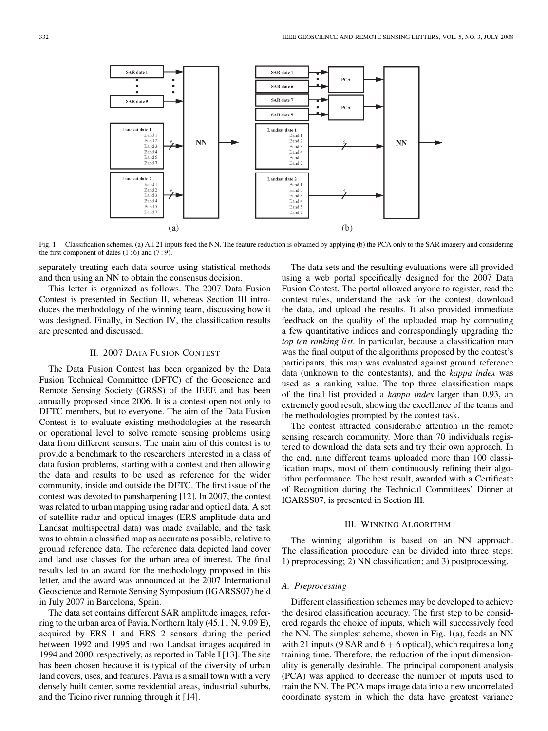Fig. 1. Classification schemes. (a) All 21 inputs feed the NN. The feature reduction is obtained by applying (b) the PCA only to the SAR imagery and considering the first component of dates (1 : 6) and (7 : 9).

separately treating each data source using statistical methods and then using an NN to obtain the consensus decision.

This letter is organized as follows. The 2007 Data Fusion Contest is presented in Section II, whereas Section III introduces the methodology of the winning team, discussing how it was designed. Finally, in Section IV, the classification results are presented and discussed.

## II. 2007 Data Fusion Contest

The Data Fusion Contest has been organized by the Data Fusion Technical Committee (DFTC) of the Geoscience and Remote Sensing Society (GRSS) of the IEEE and has been annually proposed since 2006. It is a contest open not only to DFTC members, but to everyone. The aim of the Data Fusion Contest is to evaluate existing methodologies at the research or operational level to solve remote sensing problems using data from different sensors. The main aim of this contest is to provide a benchmark to the researchers interested in a class of data fusion problems, starting with a contest and then allowing the data and results to be used as reference for the wider community, inside and outside the DFTC. The first issue of the contest was devoted to pansharpening [12]. In 2007, the contest was related to urban mapping using radar and optical data. A set of satellite radar and optical images (ERS amplitude data and Landsat multispectral data) was made available, and the task was to obtain a classified map as accurate as possible, relative to ground reference data. The reference data depicted land cover and land use classes for the urban area of interest. The final results led to an award for the methodology proposed in this letter, and the award was announced at the 2007 International Geoscience and Remote Sensing Symposium (IGARSS07) held in July 2007 in Barcelona, Spain.

The data set contains different SAR amplitude images, referring to the urban area of Pavia, Northern Italy (45.11 N, 9.09 E), acquired by ERS 1 and ERS 2 sensors during the period between 1992 and 1995 and two Landsat images acquired in 1994 and 2000, respectively, as reported in Table I [13]. The site has been chosen because it is typical of the diversity of urban land covers, uses, and features. Pavia is a small town with a very densely built center, some residential areas, industrial suburbs, and the Ticino river running through it [14].

The data sets and the resulting evaluations were all provided using a web portal specifically designed for the 2007 Data Fusion Contest. The portal allowed anyone to register, read the contest rules, understand the task for the contest, download the data, and upload the results. It also provided immediate feedback on the quality of the uploaded map by computing a few quantitative indices and correspondingly upgrading the *top ten ranking list*. In particular, because a classification map was the final output of the algorithms proposed by the contest's participants, this map was evaluated against ground reference data (unknown to the contestants), and the *kappa index* was used as a ranking value. The top three classification maps of the final list provided a *kappa index* larger than 0.93, an extremely good result, showing the excellence of the teams and the methodologies prompted by the contest task.

The contest attracted considerable attention in the remote sensing research community. More than 70 individuals registered to download the data sets and try their own approach. In the end, nine different teams uploaded more than 100 classification maps, most of them continuously refining their algorithm performance. The best result, awarded with a Certificate of Recognition during the Technical Committees' Dinner at IGARSS07, is presented in Section III.

## III. Winning Algorithm

The winning algorithm is based on an NN approach. The classification procedure can be divided into three steps: 1) preprocessing; 2) NN classification; and 3) postprocessing.

### A. Preprocessing

Different classification schemes may be developed to achieve the desired classification accuracy. The first step to be considered regards the choice of inputs, which will successively feed the NN. The simplest scheme, shown in Fig. 1(a), feeds an NN with 21 inputs (9 SAR and $6 + 6$ optical), which requires a long training time. Therefore, the reduction of the input dimensionality is generally desirable. The principal component analysis (PCA) was applied to decrease the number of inputs used to train the NN. The PCA maps image data into a new uncorrelated coordinate system in which the data have greatest variance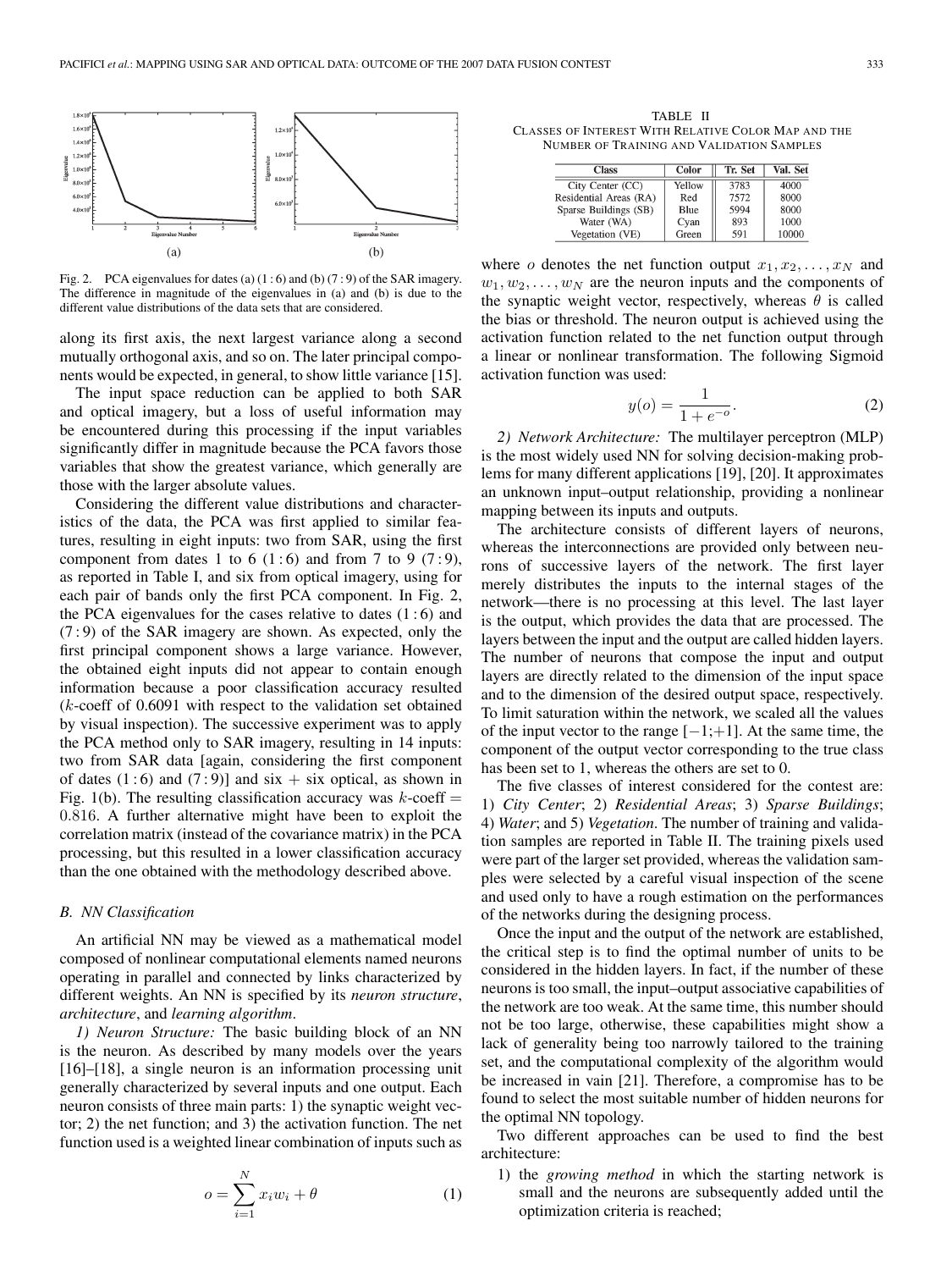Fig. 2. PCA eigenvalues for dates (a) (1 : 6) and (b) (7 : 9) of the SAR imagery. The difference in magnitude of the eigenvalues in (a) and (b) is due to the different value distributions of the data sets that are considered.

along its first axis, the next largest variance along a second mutually orthogonal axis, and so on. The later principal components would be expected, in general, to show little variance [15].

The input space reduction can be applied to both SAR and optical imagery, but a loss of useful information may be encountered during this processing if the input variables significantly differ in magnitude because the PCA favors those variables that show the greatest variance, which generally are those with the larger absolute values.

Considering the different value distributions and characteristics of the data, the PCA was first applied to similar features, resulting in eight inputs: two from SAR, using the first component from dates 1 to 6 (1 : 6) and from 7 to 9 (7 : 9), as reported in Table I, and six from optical imagery, using for each pair of bands only the first PCA component. In Fig. 2, the PCA eigenvalues for the cases relative to dates (1 : 6) and (7 : 9) of the SAR imagery are shown. As expected, only the first principal component shows a large variance. However, the obtained eight inputs did not appear to contain enough information because a poor classification accuracy resulted ($k$-coeff of 0.6091 with respect to the validation set obtained by visual inspection). The successive experiment was to apply the PCA method only to SAR imagery, resulting in 14 inputs: two from SAR data [again, considering the first component of dates (1 : 6) and (7 : 9)] and six + six optical, as shown in Fig. 1(b). The resulting classification accuracy was $k$-coeff $= 0.816$. A further alternative might have been to exploit the correlation matrix (instead of the covariance matrix) in the PCA processing, but this resulted in a lower classification accuracy than the one obtained with the methodology described above.

### B. NN Classification

An artificial NN may be viewed as a mathematical model composed of nonlinear computational elements named neurons operating in parallel and connected by links characterized by different weights. An NN is specified by its *neuron structure*, *architecture*, and *learning algorithm*.

*1) Neuron Structure:* The basic building block of an NN is the neuron. As described by many models over the years [16]–[18], a single neuron is an information processing unit generally characterized by several inputs and one output. Each neuron consists of three main parts: 1) the synaptic weight vector; 2) the net function; and 3) the activation function. The net function used is a weighted linear combination of inputs such as

$$o = \sum_{i=1}^{N} x_i w_i + \theta \tag{1}$$

TABLE II
CLASSES OF INTEREST WITH RELATIVE COLOR MAP AND THE NUMBER OF TRAINING AND VALIDATION SAMPLES

| Class | Color | Tr. Set | Val. Set |
|---|---|---|---|
| City Center (CC) | Yellow | 3783 | 4000 |
| Residential Areas (RA) | Red | 7572 | 8000 |
| Sparse Buildings (SB) | Blue | 5994 | 8000 |
| Water (WA) | Cyan | 893 | 1000 |
| Vegetation (VE) | Green | 591 | 10000 |

where $o$ denotes the net function output $x_1, x_2, \ldots, x_N$ and $w_1, w_2, \ldots, w_N$ are the neuron inputs and the components of the synaptic weight vector, respectively, whereas $\theta$ is called the bias or threshold. The neuron output is achieved using the activation function related to the net function output through a linear or nonlinear transformation. The following Sigmoid activation function was used:

$$y(o) = \frac{1}{1 + e^{-o}}. \tag{2}$$

*2) Network Architecture:* The multilayer perceptron (MLP) is the most widely used NN for solving decision-making problems for many different applications [19], [20]. It approximates an unknown input–output relationship, providing a nonlinear mapping between its inputs and outputs.

The architecture consists of different layers of neurons, whereas the interconnections are provided only between neurons of successive layers of the network. The first layer merely distributes the inputs to the internal stages of the network—there is no processing at this level. The last layer is the output, which provides the data that are processed. The layers between the input and the output are called hidden layers. The number of neurons that compose the input and output layers are directly related to the dimension of the input space and to the dimension of the desired output space, respectively. To limit saturation within the network, we scaled all the values of the input vector to the range $[-1;+1]$. At the same time, the component of the output vector corresponding to the true class has been set to 1, whereas the others are set to 0.

The five classes of interest considered for the contest are: 1) *City Center*; 2) *Residential Areas*; 3) *Sparse Buildings*; 4) *Water*; and 5) *Vegetation*. The number of training and validation samples are reported in Table II. The training pixels used were part of the larger set provided, whereas the validation samples were selected by a careful visual inspection of the scene and used only to have a rough estimation on the performances of the networks during the designing process.

Once the input and the output of the network are established, the critical step is to find the optimal number of units to be considered in the hidden layers. In fact, if the number of these neurons is too small, the input–output associative capabilities of the network are too weak. At the same time, this number should not be too large, otherwise, these capabilities might show a lack of generality being too narrowly tailored to the training set, and the computational complexity of the algorithm would be increased in vain [21]. Therefore, a compromise has to be found to select the most suitable number of hidden neurons for the optimal NN topology.

Two different approaches can be used to find the best architecture:

1) the *growing method* in which the starting network is small and the neurons are subsequently added until the optimization criteria is reached;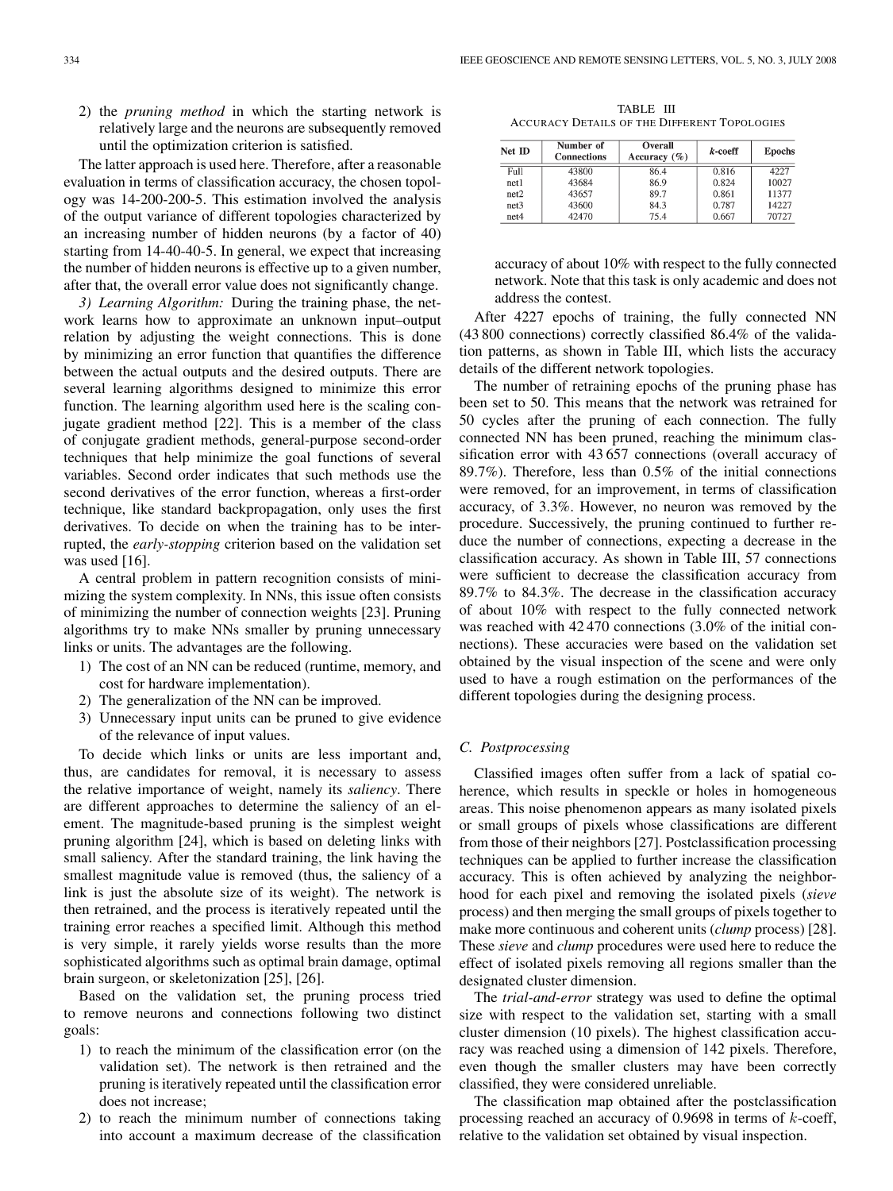2) the *pruning method* in which the starting network is relatively large and the neurons are subsequently removed until the optimization criterion is satisfied.

The latter approach is used here. Therefore, after a reasonable evaluation in terms of classification accuracy, the chosen topology was 14-200-200-5. This estimation involved the analysis of the output variance of different topologies characterized by an increasing number of hidden neurons (by a factor of 40) starting from 14-40-40-5. In general, we expect that increasing the number of hidden neurons is effective up to a given number, after that, the overall error value does not significantly change.

*3) Learning Algorithm:* During the training phase, the network learns how to approximate an unknown input–output relation by adjusting the weight connections. This is done by minimizing an error function that quantifies the difference between the actual outputs and the desired outputs. There are several learning algorithms designed to minimize this error function. The learning algorithm used here is the scaling conjugate gradient method [22]. This is a member of the class of conjugate gradient methods, general-purpose second-order techniques that help minimize the goal functions of several variables. Second order indicates that such methods use the second derivatives of the error function, whereas a first-order technique, like standard backpropagation, only uses the first derivatives. To decide on when the training has to be interrupted, the *early-stopping* criterion based on the validation set was used [16].

A central problem in pattern recognition consists of minimizing the system complexity. In NNs, this issue often consists of minimizing the number of connection weights [23]. Pruning algorithms try to make NNs smaller by pruning unnecessary links or units. The advantages are the following.

1) The cost of an NN can be reduced (runtime, memory, and cost for hardware implementation).
2) The generalization of the NN can be improved.
3) Unnecessary input units can be pruned to give evidence of the relevance of input values.

To decide which links or units are less important and, thus, are candidates for removal, it is necessary to assess the relative importance of weight, namely its *saliency*. There are different approaches to determine the saliency of an element. The magnitude-based pruning is the simplest weight pruning algorithm [24], which is based on deleting links with small saliency. After the standard training, the link having the smallest magnitude value is removed (thus, the saliency of a link is just the absolute size of its weight). The network is then retrained, and the process is iteratively repeated until the training error reaches a specified limit. Although this method is very simple, it rarely yields worse results than the more sophisticated algorithms such as optimal brain damage, optimal brain surgeon, or skeletonization [25], [26].

Based on the validation set, the pruning process tried to remove neurons and connections following two distinct goals:

1) to reach the minimum of the classification error (on the validation set). The network is then retrained and the pruning is iteratively repeated until the classification error does not increase;
2) to reach the minimum number of connections taking into account a maximum decrease of the classification accuracy of about 10% with respect to the fully connected network. Note that this task is only academic and does not address the contest.

TABLE III
ACCURACY DETAILS OF THE DIFFERENT TOPOLOGIES

| Net ID | Number of Connections | Overall Accuracy (%) | $k$-coeff | Epochs |
|---|---|---|---|---|
| Full | 43800 | 86.4 | 0.816 | 4227 |
| net1 | 43684 | 86.9 | 0.824 | 10027 |
| net2 | 43657 | 89.7 | 0.861 | 11377 |
| net3 | 43600 | 84.3 | 0.787 | 14227 |
| net4 | 42470 | 75.4 | 0.667 | 70727 |

After 4227 epochs of training, the fully connected NN (43 800 connections) correctly classified 86.4% of the validation patterns, as shown in Table III, which lists the accuracy details of the different network topologies.

The number of retraining epochs of the pruning phase has been set to 50. This means that the network was retrained for 50 cycles after the pruning of each connection. The fully connected NN has been pruned, reaching the minimum classification error with 43 657 connections (overall accuracy of 89.7%). Therefore, less than 0.5% of the initial connections were removed, for an improvement, in terms of classification accuracy, of 3.3%. However, no neuron was removed by the procedure. Successively, the pruning continued to further reduce the number of connections, expecting a decrease in the classification accuracy. As shown in Table III, 57 connections were sufficient to decrease the classification accuracy from 89.7% to 84.3%. The decrease in the classification accuracy of about 10% with respect to the fully connected network was reached with 42 470 connections (3.0% of the initial connections). These accuracies were based on the validation set obtained by the visual inspection of the scene and were only used to have a rough estimation on the performances of the different topologies during the designing process.

### C. Postprocessing

Classified images often suffer from a lack of spatial coherence, which results in speckle or holes in homogeneous areas. This noise phenomenon appears as many isolated pixels or small groups of pixels whose classifications are different from those of their neighbors [27]. Postclassification processing techniques can be applied to further increase the classification accuracy. This is often achieved by analyzing the neighborhood for each pixel and removing the isolated pixels (*sieve* process) and then merging the small groups of pixels together to make more continuous and coherent units (*clump* process) [28]. These *sieve* and *clump* procedures were used here to reduce the effect of isolated pixels removing all regions smaller than the designated cluster dimension.

The *trial-and-error* strategy was used to define the optimal size with respect to the validation set, starting with a small cluster dimension (10 pixels). The highest classification accuracy was reached using a dimension of 142 pixels. Therefore, even though the smaller clusters may have been correctly classified, they were considered unreliable.

The classification map obtained after the postclassification processing reached an accuracy of 0.9698 in terms of $k$-coeff, relative to the validation set obtained by visual inspection.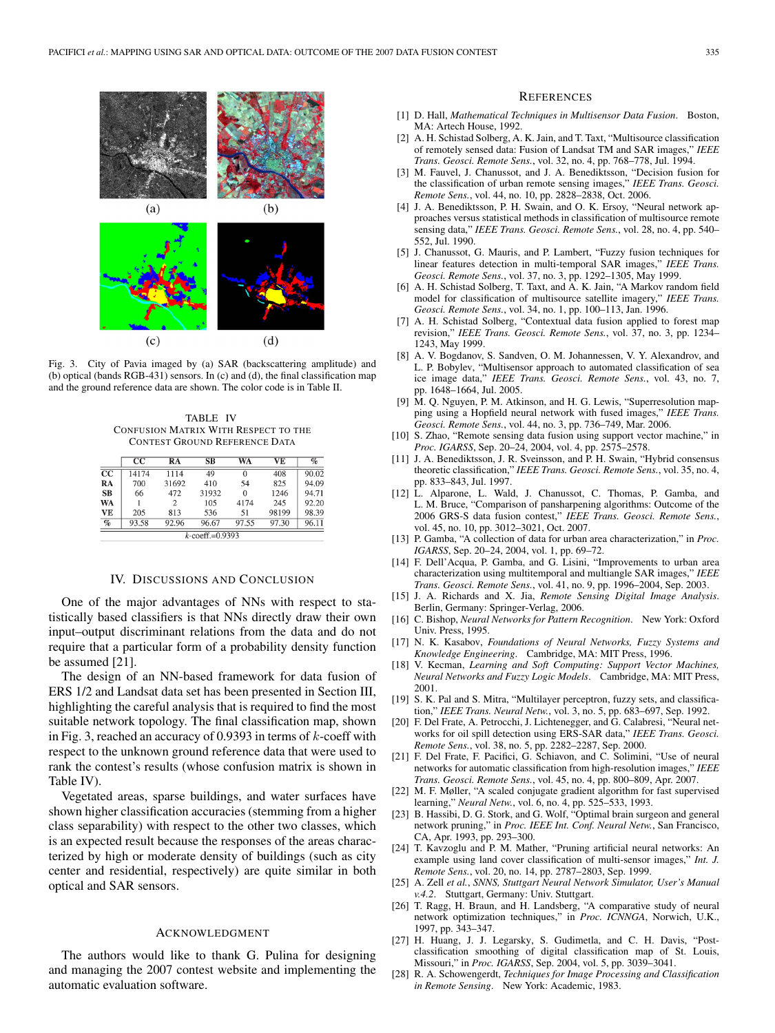Fig. 3. City of Pavia imaged by (a) SAR (backscattering amplitude) and (b) optical (bands RGB-431) sensors. In (c) and (d), the final classification map and the ground reference data are shown. The color code is in Table II.

TABLE IV
CONFUSION MATRIX WITH RESPECT TO THE CONTEST GROUND REFERENCE DATA

| | CC | RA | SB | WA | VE | % |
|---|---|---|---|---|---|---|
| **CC** | 14174 | 1114 | 49 | 0 | 408 | 90.02 |
| **RA** | 700 | 31692 | 410 | 54 | 825 | 94.09 |
| **SB** | 66 | 472 | 31932 | 0 | 1246 | 94.71 |
| **WA** | 1 | 2 | 105 | 4174 | 245 | 92.20 |
| **VE** | 205 | 813 | 536 | 51 | 98199 | 98.39 |
| **%** | 93.58 | 92.96 | 96.67 | 97.55 | 97.30 | 96.11 |
| $k$-coeff.=0.9393 | | | | | | |

## IV. Discussions and Conclusion

One of the major advantages of NNs with respect to statistically based classifiers is that NNs directly draw their own input–output discriminant relations from the data and do not require that a particular form of a probability density function be assumed [21].

The design of an NN-based framework for data fusion of ERS 1/2 and Landsat data set has been presented in Section III, highlighting the careful analysis that is required to find the most suitable network topology. The final classification map, shown in Fig. 3, reached an accuracy of 0.9393 in terms of $k$-coeff with respect to the unknown ground reference data that were used to rank the contest's results (whose confusion matrix is shown in Table IV).

Vegetated areas, sparse buildings, and water surfaces have shown higher classification accuracies (stemming from a higher class separability) with respect to the other two classes, which is an expected result because the responses of the areas characterized by high or moderate density of buildings (such as city center and residential, respectively) are quite similar in both optical and SAR sensors.

## Acknowledgment

The authors would like to thank G. Pulina for designing and managing the 2007 contest website and implementing the automatic evaluation software.

## References

[1] D. Hall, *Mathematical Techniques in Multisensor Data Fusion*. Boston, MA: Artech House, 1992.

[2] A. H. Schistad Solberg, A. K. Jain, and T. Taxt, "Multisource classification of remotely sensed data: Fusion of Landsat TM and SAR images," *IEEE Trans. Geosci. Remote Sens.*, vol. 32, no. 4, pp. 768–778, Jul. 1994.

[3] M. Fauvel, J. Chanussot, and J. A. Benediktsson, "Decision fusion for the classification of urban remote sensing images," *IEEE Trans. Geosci. Remote Sens.*, vol. 44, no. 10, pp. 2828–2838, Oct. 2006.

[4] J. A. Benediktsson, P. H. Swain, and O. K. Ersoy, "Neural network approaches versus statistical methods in classification of multisource remote sensing data," *IEEE Trans. Geosci. Remote Sens.*, vol. 28, no. 4, pp. 540–552, Jul. 1990.

[5] J. Chanussot, G. Mauris, and P. Lambert, "Fuzzy fusion techniques for linear features detection in multi-temporal SAR images," *IEEE Trans. Geosci. Remote Sens.*, vol. 37, no. 3, pp. 1292–1305, May 1999.

[6] A. H. Schistad Solberg, T. Taxt, and A. K. Jain, "A Markov random field model for classification of multisource satellite imagery," *IEEE Trans. Geosci. Remote Sens.*, vol. 34, no. 1, pp. 100–113, Jan. 1996.

[7] A. H. Schistad Solberg, "Contextual data fusion applied to forest map revision," *IEEE Trans. Geosci. Remote Sens.*, vol. 37, no. 3, pp. 1234–1243, May 1999.

[8] A. V. Bogdanov, S. Sandven, O. M. Johannessen, V. Y. Alexandrov, and L. P. Bobylev, "Multisensor approach to automated classification of sea ice image data," *IEEE Trans. Geosci. Remote Sens.*, vol. 43, no. 7, pp. 1648–1664, Jul. 2005.

[9] M. Q. Nguyen, P. M. Atkinson, and H. G. Lewis, "Superresolution mapping using a Hopfield neural network with fused images," *IEEE Trans. Geosci. Remote Sens.*, vol. 44, no. 3, pp. 736–749, Mar. 2006.

[10] S. Zhao, "Remote sensing data fusion using support vector machine," in *Proc. IGARSS*, Sep. 20–24, 2004, vol. 4, pp. 2575–2578.

[11] J. A. Benediktsson, J. R. Sveinsson, and P. H. Swain, "Hybrid consensus theoretic classification," *IEEE Trans. Geosci. Remote Sens.*, vol. 35, no. 4, pp. 833–843, Jul. 1997.

[12] L. Alparone, L. Wald, J. Chanussot, C. Thomas, P. Gamba, and L. M. Bruce, "Comparison of pansharpening algorithms: Outcome of the 2006 GRS-S data fusion contest," *IEEE Trans. Geosci. Remote Sens.*, vol. 45, no. 10, pp. 3012–3021, Oct. 2007.

[13] P. Gamba, "A collection of data for urban area characterization," in *Proc. IGARSS*, Sep. 20–24, 2004, vol. 1, pp. 69–72.

[14] F. Dell'Acqua, P. Gamba, and G. Lisini, "Improvements to urban area characterization using multitemporal and multiangle SAR images," *IEEE Trans. Geosci. Remote Sens.*, vol. 41, no. 9, pp. 1996–2004, Sep. 2003.

[15] J. A. Richards and X. Jia, *Remote Sensing Digital Image Analysis*. Berlin, Germany: Springer-Verlag, 2006.

[16] C. Bishop, *Neural Networks for Pattern Recognition*. New York: Oxford Univ. Press, 1995.

[17] N. K. Kasabov, *Foundations of Neural Networks, Fuzzy Systems and Knowledge Engineering*. Cambridge, MA: MIT Press, 1996.

[18] V. Kecman, *Learning and Soft Computing: Support Vector Machines, Neural Networks and Fuzzy Logic Models*. Cambridge, MA: MIT Press, 2001.

[19] S. K. Pal and S. Mitra, "Multilayer perceptron, fuzzy sets, and classification," *IEEE Trans. Neural Netw.*, vol. 3, no. 5, pp. 683–697, Sep. 1992.

[20] F. Del Frate, A. Petrocchi, J. Lichtenegger, and G. Calabresi, "Neural networks for oil spill detection using ERS-SAR data," *IEEE Trans. Geosci. Remote Sens.*, vol. 38, no. 5, pp. 2282–2287, Sep. 2000.

[21] F. Del Frate, F. Pacifici, G. Schiavon, and C. Solimini, "Use of neural networks for automatic classification from high-resolution images," *IEEE Trans. Geosci. Remote Sens.*, vol. 45, no. 4, pp. 800–809, Apr. 2007.

[22] M. F. Møller, "A scaled conjugate gradient algorithm for fast supervised learning," *Neural Netw.*, vol. 6, no. 4, pp. 525–533, 1993.

[23] B. Hassibi, D. G. Stork, and G. Wolf, "Optimal brain surgeon and general network pruning," in *Proc. IEEE Int. Conf. Neural Netw.*, San Francisco, CA, Apr. 1993, pp. 293–300.

[24] T. Kavzoglu and P. M. Mather, "Pruning artificial neural networks: An example using land cover classification of multi-sensor images," *Int. J. Remote Sens.*, vol. 20, no. 14, pp. 2787–2803, Sep. 1999.

[25] A. Zell *et al.*, *SNNS, Stuttgart Neural Network Simulator, User's Manual v.4.2*. Stuttgart, Germany: Univ. Stuttgart.

[26] T. Ragg, H. Braun, and H. Landsberg, "A comparative study of neural network optimization techniques," in *Proc. ICNNGA*, Norwich, U.K., 1997, pp. 343–347.

[27] H. Huang, J. J. Legarsky, S. Gudimetla, and C. H. Davis, "Post-classification smoothing of digital classification map of St. Louis, Missouri," in *Proc. IGARSS*, Sep. 2004, vol. 5, pp. 3039–3041.

[28] R. A. Schowengerdt, *Techniques for Image Processing and Classification in Remote Sensing*. New York: Academic, 1983.